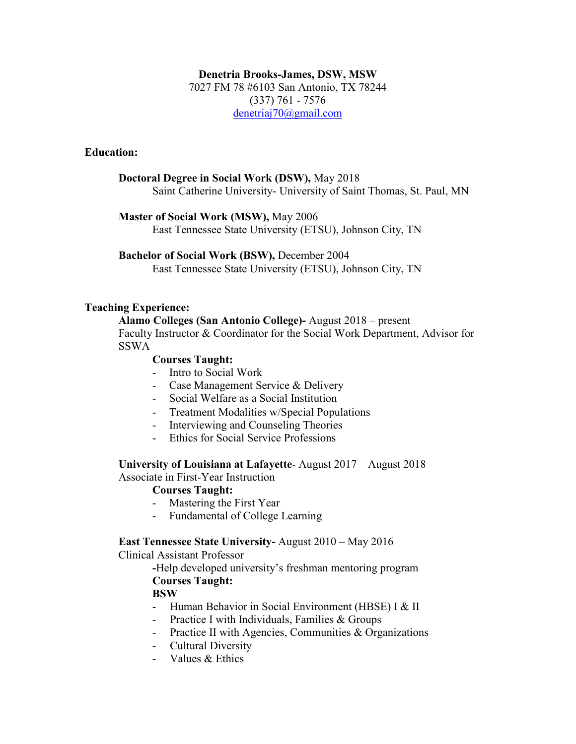**Denetria Brooks-James, DSW, MSW**
7027 FM 78 #6103 San Antonio, TX 78244
(337) 761 - 7576
denetriaj70@gmail.com

## Education:

**Doctoral Degree in Social Work (DSW),** May 2018
Saint Catherine University- University of Saint Thomas, St. Paul, MN

**Master of Social Work (MSW),** May 2006
East Tennessee State University (ETSU), Johnson City, TN

**Bachelor of Social Work (BSW),** December 2004
East Tennessee State University (ETSU), Johnson City, TN

## Teaching Experience:

**Alamo Colleges (San Antonio College)-** August 2018 – present
Faculty Instructor & Coordinator for the Social Work Department, Advisor for SSWA

**Courses Taught:**

- Intro to Social Work
- Case Management Service & Delivery
- Social Welfare as a Social Institution
- Treatment Modalities w/Special Populations
- Interviewing and Counseling Theories
- Ethics for Social Service Professions

**University of Louisiana at Lafayette**- August 2017 – August 2018
Associate in First-Year Instruction

**Courses Taught:**

- Mastering the First Year
- Fundamental of College Learning

**East Tennessee State University-** August 2010 – May 2016
Clinical Assistant Professor

-Help developed university's freshman mentoring program

**Courses Taught:**

**BSW**

- Human Behavior in Social Environment (HBSE) I & II
- Practice I with Individuals, Families & Groups
- Practice II with Agencies, Communities & Organizations
- Cultural Diversity
- Values & Ethics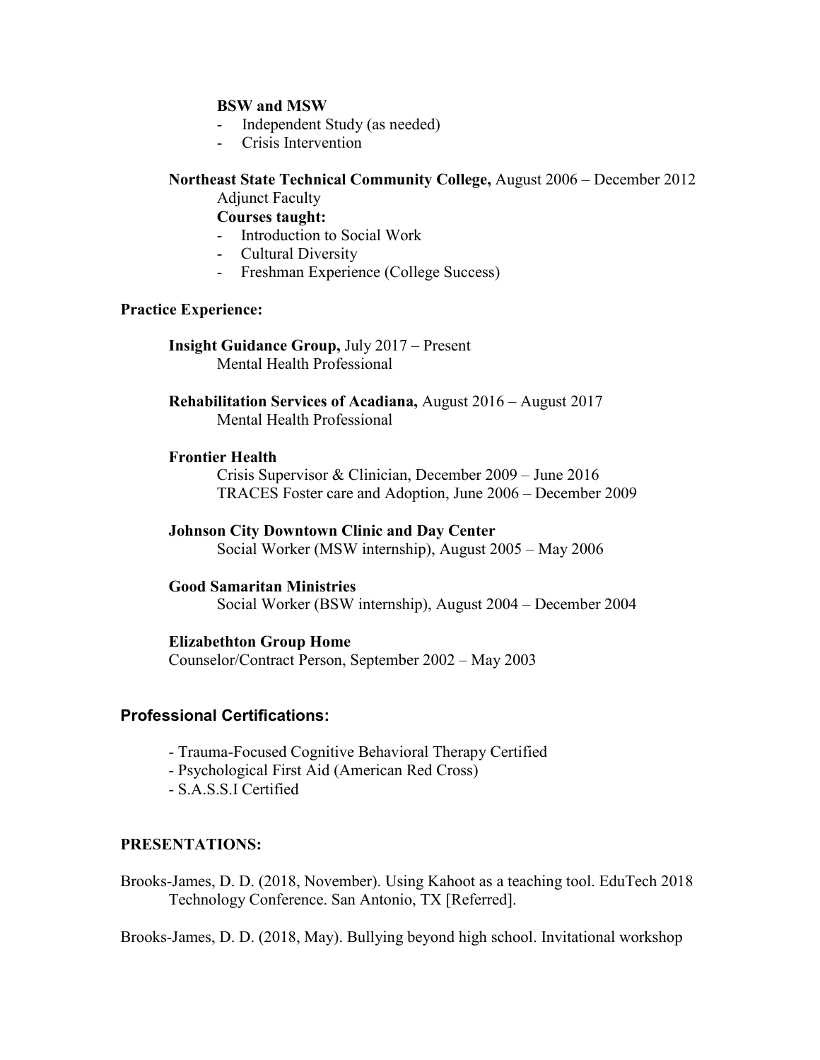**BSW and MSW**

- Independent Study (as needed)
- Crisis Intervention

**Northeast State Technical Community College,** August 2006 – December 2012

Adjunct Faculty

**Courses taught:**

- Introduction to Social Work
- Cultural Diversity
- Freshman Experience (College Success)

**Practice Experience:**

**Insight Guidance Group,** July 2017 – Present

Mental Health Professional

**Rehabilitation Services of Acadiana,** August 2016 – August 2017

Mental Health Professional

**Frontier Health**

Crisis Supervisor & Clinician, December 2009 – June 2016

TRACES Foster care and Adoption, June 2006 – December 2009

**Johnson City Downtown Clinic and Day Center**

Social Worker (MSW internship), August 2005 – May 2006

**Good Samaritan Ministries**

Social Worker (BSW internship), August 2004 – December 2004

**Elizabethton Group Home**

Counselor/Contract Person, September 2002 – May 2003

## Professional Certifications:

- Trauma-Focused Cognitive Behavioral Therapy Certified
- Psychological First Aid (American Red Cross)
- S.A.S.S.I Certified

## PRESENTATIONS:

Brooks-James, D. D. (2018, November). Using Kahoot as a teaching tool. EduTech 2018 Technology Conference. San Antonio, TX [Referred].

Brooks-James, D. D. (2018, May). Bullying beyond high school. Invitational workshop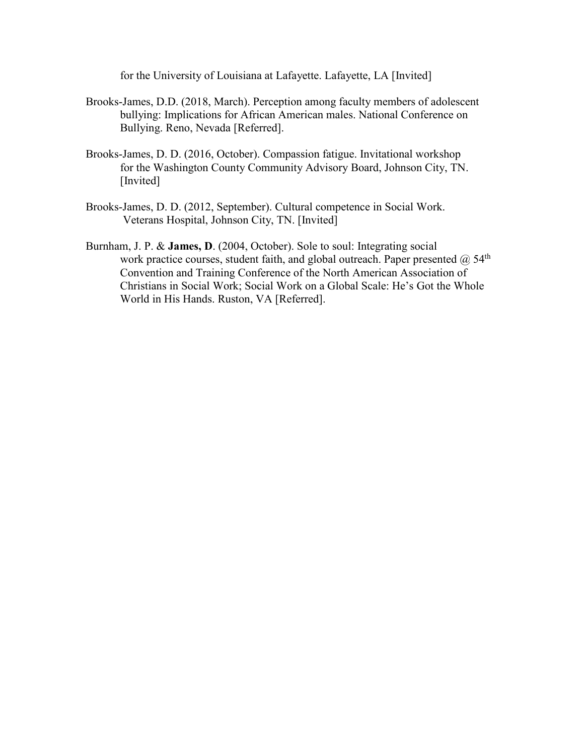for the University of Louisiana at Lafayette. Lafayette, LA [Invited]

Brooks-James, D.D. (2018, March). Perception among faculty members of adolescent bullying: Implications for African American males. National Conference on Bullying. Reno, Nevada [Referred].

Brooks-James, D. D. (2016, October). Compassion fatigue. Invitational workshop for the Washington County Community Advisory Board, Johnson City, TN. [Invited]

Brooks-James, D. D. (2012, September). Cultural competence in Social Work. Veterans Hospital, Johnson City, TN. [Invited]

Burnham, J. P. & **James, D**. (2004, October). Sole to soul: Integrating social work practice courses, student faith, and global outreach. Paper presented @ 54th Convention and Training Conference of the North American Association of Christians in Social Work; Social Work on a Global Scale: He's Got the Whole World in His Hands. Ruston, VA [Referred].